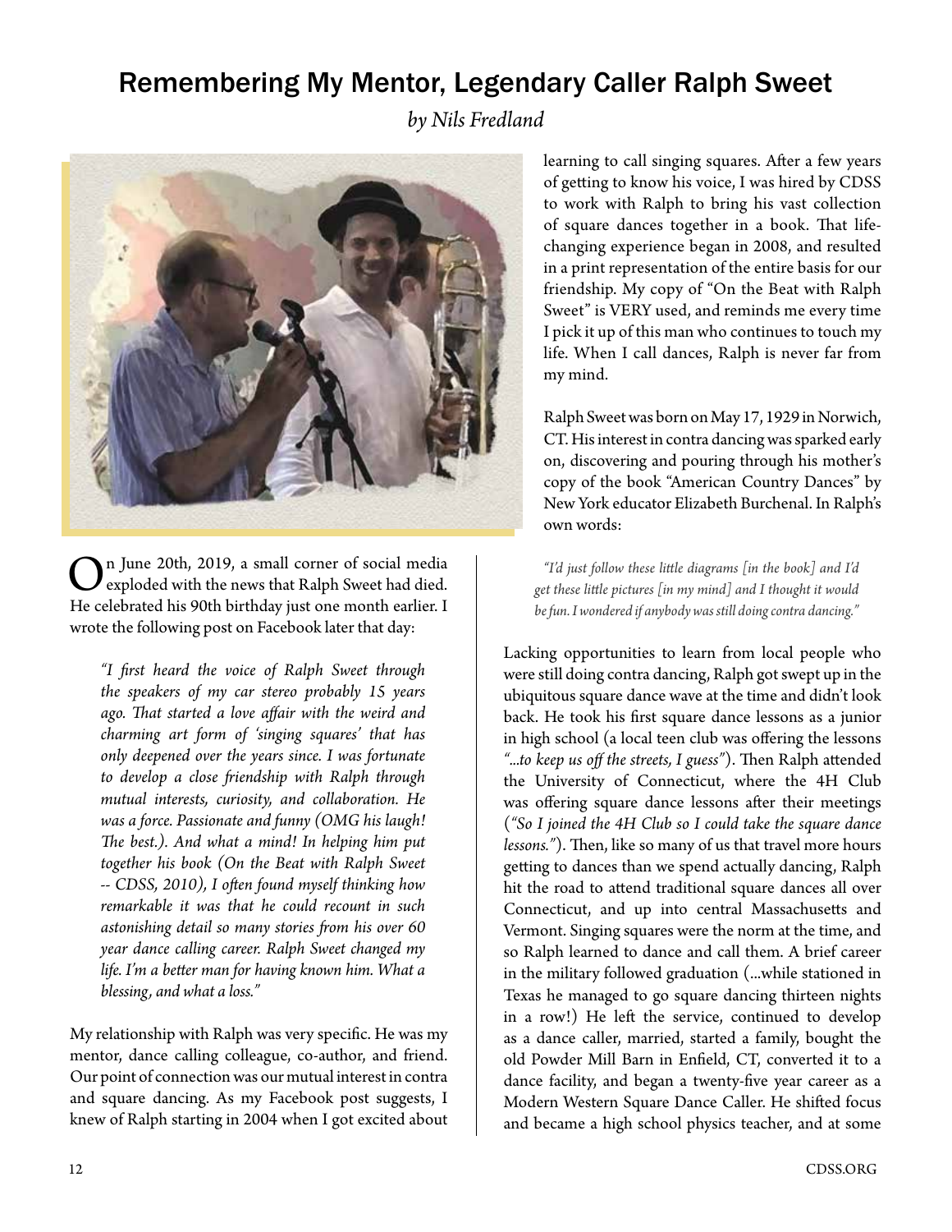# Remembering My Mentor, Legendary Caller Ralph Sweet

*by Nils Fredland*

On June 20th, 2019, a small corner of social media exploded with the news that Ralph Sweet had died. He celebrated his 90th birthday just one month earlier. I wrote the following post on Facebook later that day:

> *"I first heard the voice of Ralph Sweet through the speakers of my car stereo probably 15 years ago. That started a love affair with the weird and charming art form of 'singing squares' that has only deepened over the years since. I was fortunate to develop a close friendship with Ralph through mutual interests, curiosity, and collaboration. He was a force. Passionate and funny (OMG his laugh! The best.). And what a mind! In helping him put together his book (On the Beat with Ralph Sweet -- CDSS, 2010), I often found myself thinking how remarkable it was that he could recount in such astonishing detail so many stories from his over 60 year dance calling career. Ralph Sweet changed my life. I'm a better man for having known him. What a blessing, and what a loss."*

My relationship with Ralph was very specific. He was my mentor, dance calling colleague, co-author, and friend. Our point of connection was our mutual interest in contra and square dancing. As my Facebook post suggests, I knew of Ralph starting in 2004 when I got excited about learning to call singing squares. After a few years of getting to know his voice, I was hired by CDSS to work with Ralph to bring his vast collection of square dances together in a book. That life-changing experience began in 2008, and resulted in a print representation of the entire basis for our friendship. My copy of "On the Beat with Ralph Sweet" is VERY used, and reminds me every time I pick it up of this man who continues to touch my life. When I call dances, Ralph is never far from my mind.

Ralph Sweet was born on May 17, 1929 in Norwich, CT. His interest in contra dancing was sparked early on, discovering and pouring through his mother's copy of the book "American Country Dances" by New York educator Elizabeth Burchenal. In Ralph's own words:

> *"I'd just follow these little diagrams [in the book] and I'd get these little pictures [in my mind] and I thought it would be fun. I wondered if anybody was still doing contra dancing."*

Lacking opportunities to learn from local people who were still doing contra dancing, Ralph got swept up in the ubiquitous square dance wave at the time and didn't look back. He took his first square dance lessons as a junior in high school (a local teen club was offering the lessons *"...to keep us off the streets, I guess"*). Then Ralph attended the University of Connecticut, where the 4H Club was offering square dance lessons after their meetings (*"So I joined the 4H Club so I could take the square dance lessons."*). Then, like so many of us that travel more hours getting to dances than we spend actually dancing, Ralph hit the road to attend traditional square dances all over Connecticut, and up into central Massachusetts and Vermont. Singing squares were the norm at the time, and so Ralph learned to dance and call them. A brief career in the military followed graduation (...while stationed in Texas he managed to go square dancing thirteen nights in a row!) He left the service, continued to develop as a dance caller, married, started a family, bought the old Powder Mill Barn in Enfield, CT, converted it to a dance facility, and began a twenty-five year career as a Modern Western Square Dance Caller. He shifted focus and became a high school physics teacher, and at some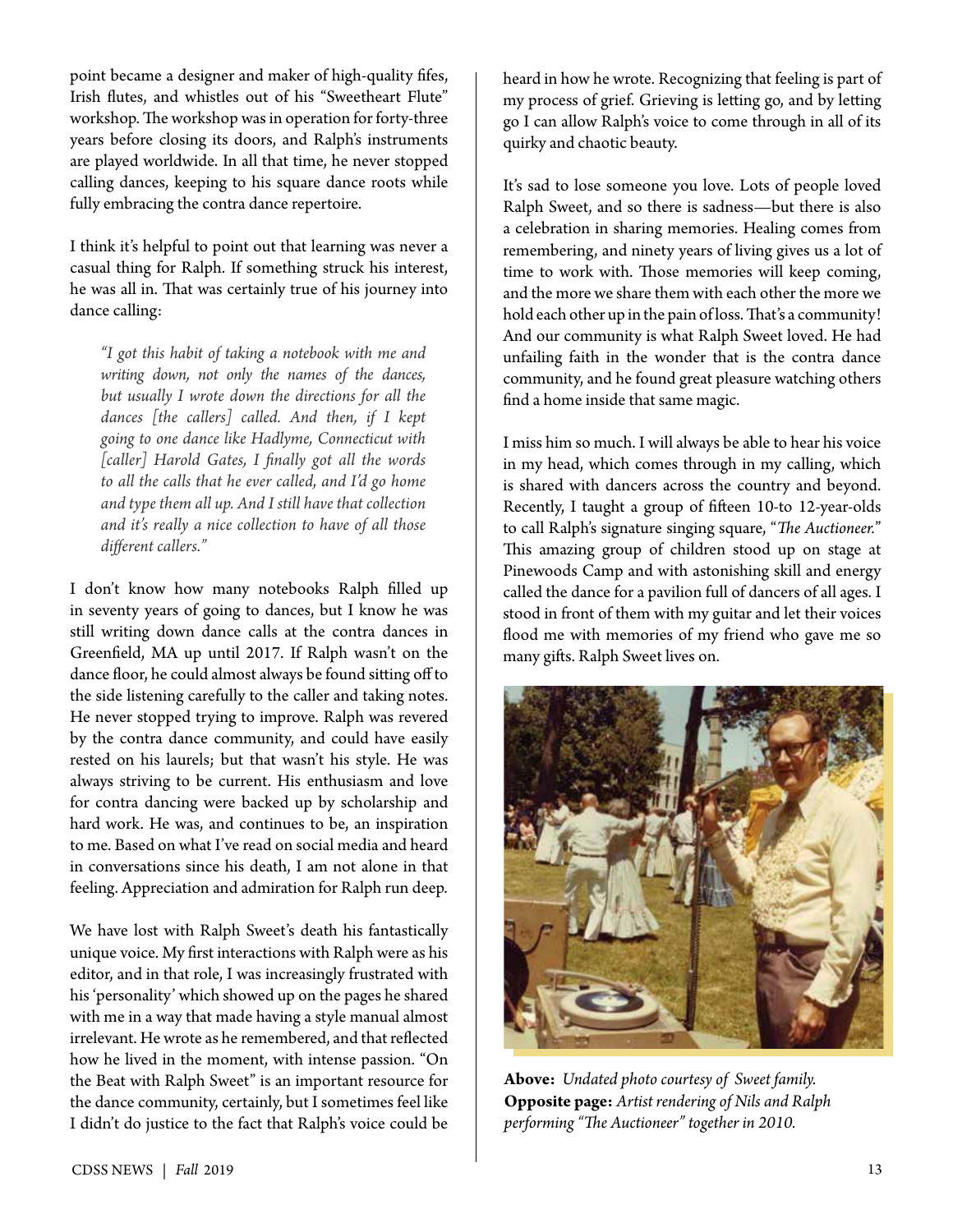point became a designer and maker of high-quality fifes, Irish flutes, and whistles out of his "Sweetheart Flute" workshop. The workshop was in operation for forty-three years before closing its doors, and Ralph's instruments are played worldwide. In all that time, he never stopped calling dances, keeping to his square dance roots while fully embracing the contra dance repertoire.

I think it's helpful to point out that learning was never a casual thing for Ralph. If something struck his interest, he was all in. That was certainly true of his journey into dance calling:

> *"I got this habit of taking a notebook with me and writing down, not only the names of the dances, but usually I wrote down the directions for all the dances [the callers] called. And then, if I kept going to one dance like Hadlyme, Connecticut with [caller] Harold Gates, I finally got all the words to all the calls that he ever called, and I'd go home and type them all up. And I still have that collection and it's really a nice collection to have of all those different callers."*

I don't know how many notebooks Ralph filled up in seventy years of going to dances, but I know he was still writing down dance calls at the contra dances in Greenfield, MA up until 2017. If Ralph wasn't on the dance floor, he could almost always be found sitting off to the side listening carefully to the caller and taking notes. He never stopped trying to improve. Ralph was revered by the contra dance community, and could have easily rested on his laurels; but that wasn't his style. He was always striving to be current. His enthusiasm and love for contra dancing were backed up by scholarship and hard work. He was, and continues to be, an inspiration to me. Based on what I've read on social media and heard in conversations since his death, I am not alone in that feeling. Appreciation and admiration for Ralph run deep.

We have lost with Ralph Sweet's death his fantastically unique voice. My first interactions with Ralph were as his editor, and in that role, I was increasingly frustrated with his 'personality' which showed up on the pages he shared with me in a way that made having a style manual almost irrelevant. He wrote as he remembered, and that reflected how he lived in the moment, with intense passion. "On the Beat with Ralph Sweet" is an important resource for the dance community, certainly, but I sometimes feel like I didn't do justice to the fact that Ralph's voice could be heard in how he wrote. Recognizing that feeling is part of my process of grief. Grieving is letting go, and by letting go I can allow Ralph's voice to come through in all of its quirky and chaotic beauty.

It's sad to lose someone you love. Lots of people loved Ralph Sweet, and so there is sadness—but there is also a celebration in sharing memories. Healing comes from remembering, and ninety years of living gives us a lot of time to work with. Those memories will keep coming, and the more we share them with each other the more we hold each other up in the pain of loss. That's a community! And our community is what Ralph Sweet loved. He had unfailing faith in the wonder that is the contra dance community, and he found great pleasure watching others find a home inside that same magic.

I miss him so much. I will always be able to hear his voice in my head, which comes through in my calling, which is shared with dancers across the country and beyond. Recently, I taught a group of fifteen 10-to 12-year-olds to call Ralph's signature singing square, "*The Auctioneer*." This amazing group of children stood up on stage at Pinewoods Camp and with astonishing skill and energy called the dance for a pavilion full of dancers of all ages. I stood in front of them with my guitar and let their voices flood me with memories of my friend who gave me so many gifts. Ralph Sweet lives on.

**Above:** *Undated photo courtesy of Sweet family.*
**Opposite page:** *Artist rendering of Nils and Ralph performing "The Auctioneer" together in 2010.*